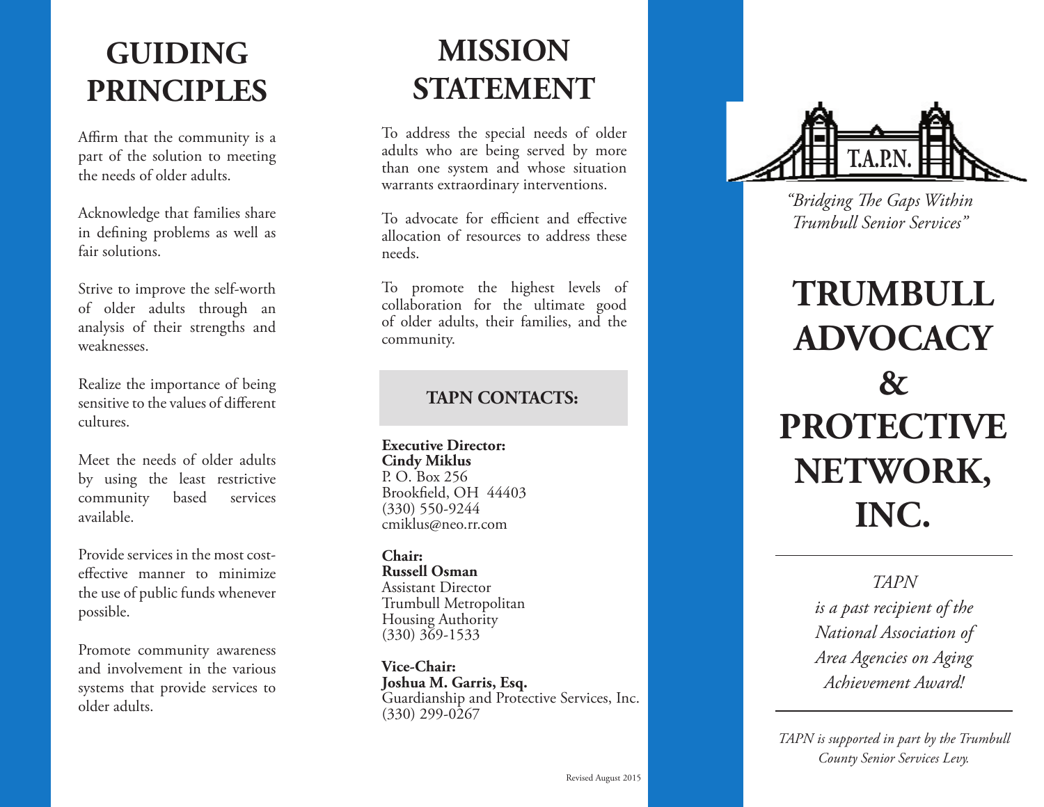## GUIDING PRINCIPLES

Affirm that the community is a part of the solution to meeting the needs of older adults.

Acknowledge that families share in defining problems as well as fair solutions.

Strive to improve the self-worth of older adults through an analysis of their strengths and weaknesses.

Realize the importance of being sensitive to the values of different cultures.

Meet the needs of older adults by using the least restrictive community based services available.

Provide services in the most cost-effective manner to minimize the use of public funds whenever possible.

Promote community awareness and involvement in the various systems that provide services to older adults.

## MISSION STATEMENT

To address the special needs of older adults who are being served by more than one system and whose situation warrants extraordinary interventions.

To advocate for efficient and effective allocation of resources to address these needs.

To promote the highest levels of collaboration for the ultimate good of older adults, their families, and the community.

### TAPN CONTACTS:

**Executive Director:**
**Cindy Miklus**
P. O. Box 256
Brookfield, OH 44403
(330) 550-9244
cmiklus@neo.rr.com

**Chair:**
**Russell Osman**
Assistant Director
Trumbull Metropolitan
Housing Authority
(330) 369-1533

**Vice-Chair:**
**Joshua M. Garris, Esq.**
Guardianship and Protective Services, Inc.
(330) 299-0267

Revised August 2015

T.A.P.N.

*"Bridging The Gaps Within Trumbull Senior Services"*

# TRUMBULL ADVOCACY & PROTECTIVE NETWORK, INC.

---

*TAPN is a past recipient of the National Association of Area Agencies on Aging Achievement Award!*

---

*TAPN is supported in part by the Trumbull County Senior Services Levy.*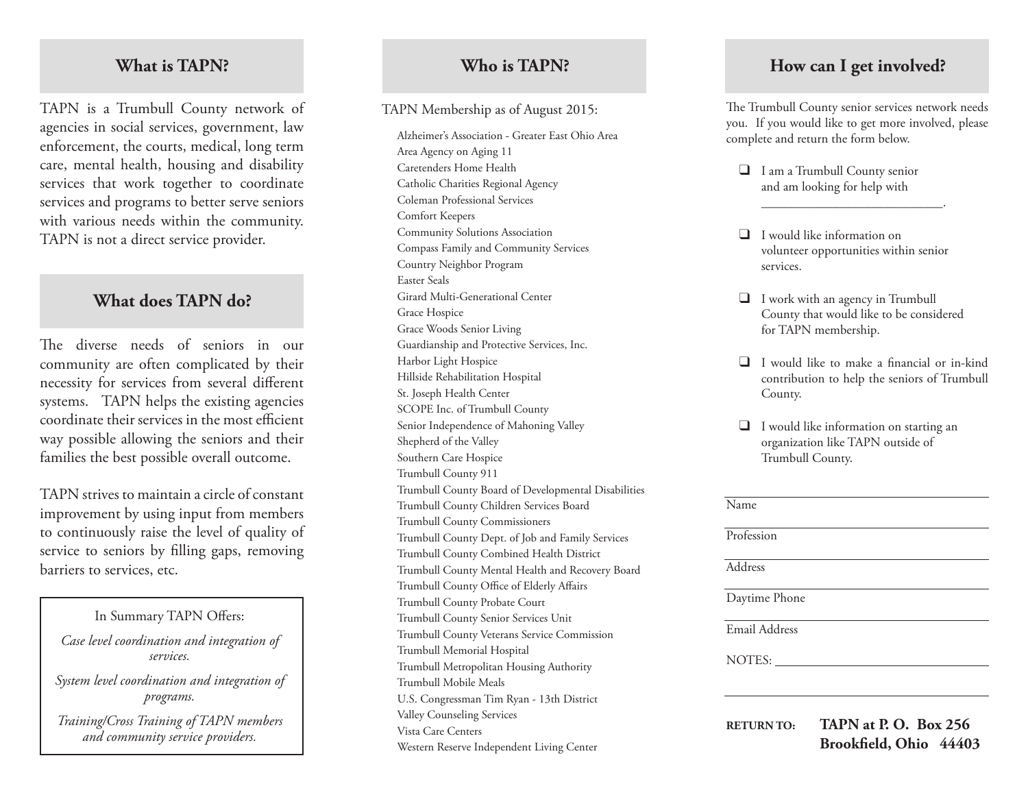## What is TAPN?

TAPN is a Trumbull County network of agencies in social services, government, law enforcement, the courts, medical, long term care, mental health, housing and disability services that work together to coordinate services and programs to better serve seniors with various needs within the community. TAPN is not a direct service provider.

## What does TAPN do?

The diverse needs of seniors in our community are often complicated by their necessity for services from several different systems. TAPN helps the existing agencies coordinate their services in the most efficient way possible allowing the seniors and their families the best possible overall outcome.

TAPN strives to maintain a circle of constant improvement by using input from members to continuously raise the level of quality of service to seniors by filling gaps, removing barriers to services, etc.

> In Summary TAPN Offers:
>
> *Case level coordination and integration of services.*
>
> *System level coordination and integration of programs.*
>
> *Training/Cross Training of TAPN members and community service providers.*

## Who is TAPN?

TAPN Membership as of August 2015:

- Alzheimer's Association - Greater East Ohio Area
- Area Agency on Aging 11
- Caretenders Home Health
- Catholic Charities Regional Agency
- Coleman Professional Services
- Comfort Keepers
- Community Solutions Association
- Compass Family and Community Services
- Country Neighbor Program
- Easter Seals
- Girard Multi-Generational Center
- Grace Hospice
- Grace Woods Senior Living
- Guardianship and Protective Services, Inc.
- Harbor Light Hospice
- Hillside Rehabilitation Hospital
- St. Joseph Health Center
- SCOPE Inc. of Trumbull County
- Senior Independence of Mahoning Valley
- Shepherd of the Valley
- Southern Care Hospice
- Trumbull County 911
- Trumbull County Board of Developmental Disabilities
- Trumbull County Children Services Board
- Trumbull County Commissioners
- Trumbull County Dept. of Job and Family Services
- Trumbull County Combined Health District
- Trumbull County Mental Health and Recovery Board
- Trumbull County Office of Elderly Affairs
- Trumbull County Probate Court
- Trumbull County Senior Services Unit
- Trumbull County Veterans Service Commission
- Trumbull Memorial Hospital
- Trumbull Metropolitan Housing Authority
- Trumbull Mobile Meals
- U.S. Congressman Tim Ryan - 13th District
- Valley Counseling Services
- Vista Care Centers
- Western Reserve Independent Living Center

## How can I get involved?

The Trumbull County senior services network needs you. If you would like to get more involved, please complete and return the form below.

- ❑ I am a Trumbull County senior and am looking for help with ____________________________.
- ❑ I would like information on volunteer opportunities within senior services.
- ❑ I work with an agency in Trumbull County that would like to be considered for TAPN membership.
- ❑ I would like to make a financial or in-kind contribution to help the seniors of Trumbull County.
- ❑ I would like information on starting an organization like TAPN outside of Trumbull County.

Name ____________________________

Profession ____________________________

Address ____________________________

Daytime Phone ____________________________

Email Address ____________________________

NOTES: ____________________________

____________________________

**RETURN TO:** **TAPN at P. O. Box 256**
**Brookfield, Ohio 44403**